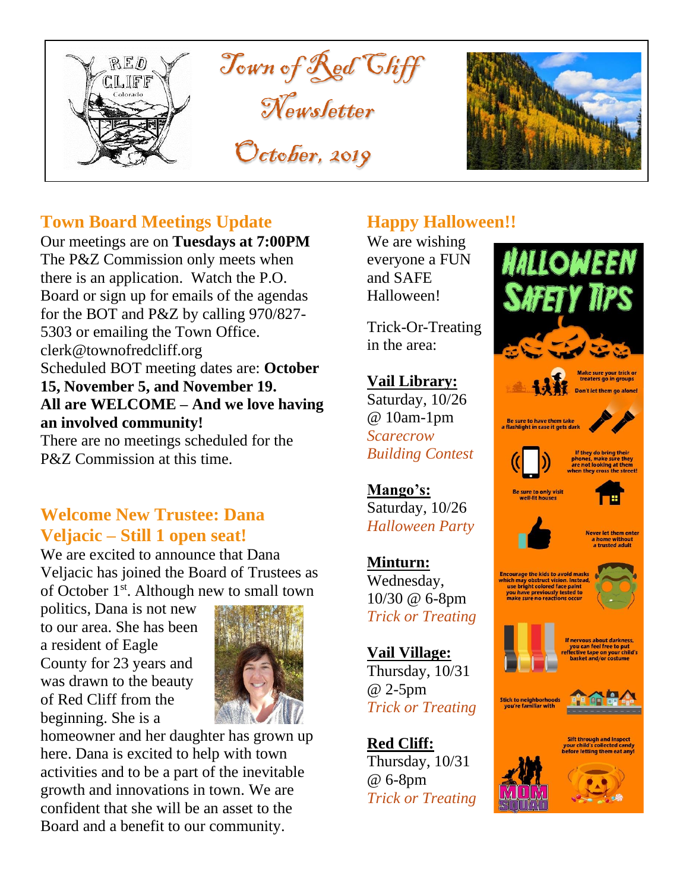# Town of Red Cliff Newsletter

## October, 2019

## Town Board Meetings Update

Our meetings are on **Tuesdays at 7:00PM** The P&Z Commission only meets when there is an application. Watch the P.O. Board or sign up for emails of the agendas for the BOT and P&Z by calling 970/827-5303 or emailing the Town Office. clerk@townofredcliff.org

Scheduled BOT meeting dates are: **October 15, November 5, and November 19.**

**All are WELCOME – And we love having an involved community!**

There are no meetings scheduled for the P&Z Commission at this time.

## Welcome New Trustee: Dana Veljacic – Still 1 open seat!

We are excited to announce that Dana Veljacic has joined the Board of Trustees as of October 1st. Although new to small town politics, Dana is not new to our area. She has been a resident of Eagle County for 23 years and was drawn to the beauty of Red Cliff from the beginning. She is a homeowner and her daughter has grown up here. Dana is excited to help with town activities and to be a part of the inevitable growth and innovations in town. We are confident that she will be an asset to the Board and a benefit to our community.

## Happy Halloween!!

We are wishing everyone a FUN and SAFE Halloween!

Trick-Or-Treating in the area:

**Vail Library:**
Saturday, 10/26 @ 10am-1pm
*Scarecrow Building Contest*

**Mango's:**
Saturday, 10/26
*Halloween Party*

**Minturn:**
Wednesday, 10/30 @ 6-8pm
*Trick or Treating*

**Vail Village:**
Thursday, 10/31 @ 2-5pm
*Trick or Treating*

**Red Cliff:**
Thursday, 10/31 @ 6-8pm
*Trick or Treating*

### HALLOWEEN SAFETY TIPS

- Make sure your trick or treaters go in groups. Don't let them go alone!
- Be sure to have them take a flashlight in case it gets dark
- If they do bring their phones, make sure they are not looking at them when they cross the street!
- Be sure to only visit well-lit houses
- Never let them enter a home without a trusted adult
- Encourage the kids to avoid masks which may obstruct vision. Instead, use bright colored face paint you have previously tested to make sure no reactions occur
- If nervous about darkness, you can feel free to put reflective tape on your child's basket and/or costume
- Stick to neighborhoods you're familiar with
- Sift through and inspect your child's collected candy before letting them eat any!

MOM SQUAD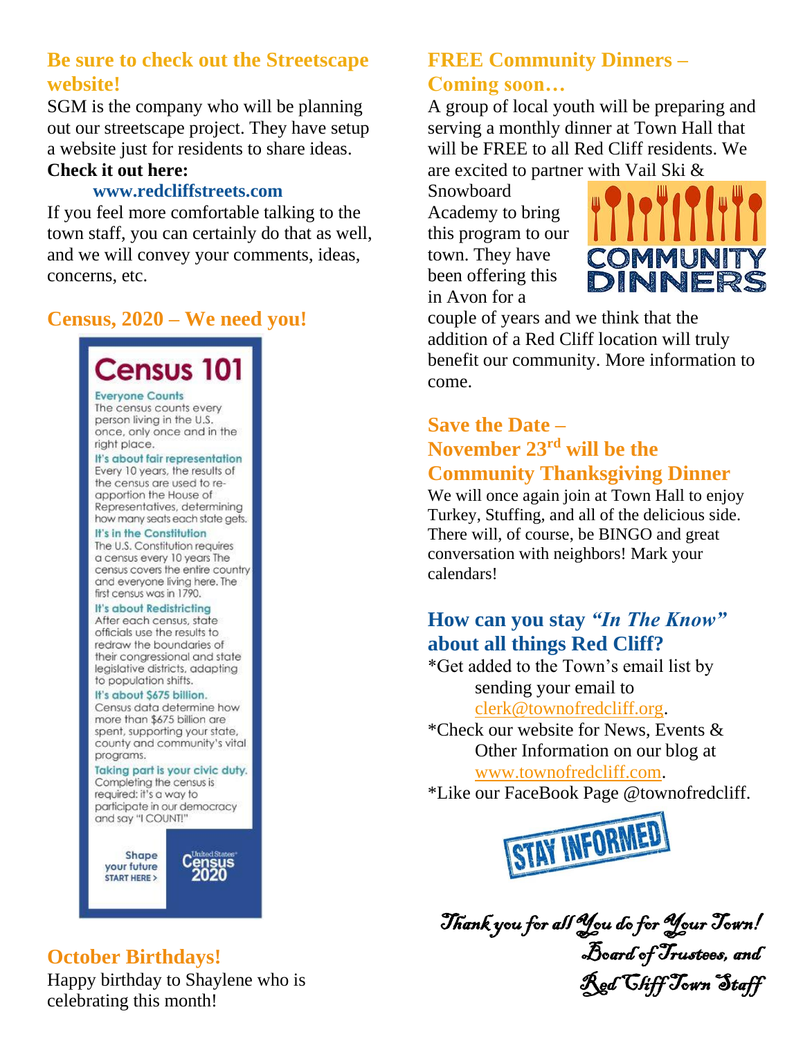## Be sure to check out the Streetscape website!

SGM is the company who will be planning out our streetscape project. They have setup a website just for residents to share ideas.

**Check it out here:**

**www.redcliffstreets.com**

If you feel more comfortable talking to the town staff, you can certainly do that as well, and we will convey your comments, ideas, concerns, etc.

## Census, 2020 – We need you!

**Census 101**

**Everyone Counts**
The census counts every person living in the U.S. once, only once and in the right place.

**It's about fair representation**
Every 10 years, the results of the census are used to re-apportion the House of Representatives, determining how many seats each state gets.

**It's in the Constitution**
The U.S. Constitution requires a census every 10 years The census covers the entire country and everyone living here. The first census was in 1790.

**It's about Redistricting**
After each census, state officials use the results to redraw the boundaries of their congressional and state legislative districts, adapting to population shifts.

**It's about $675 billion.**
Census data determine how more than $675 billion are spent, supporting your state, county and community's vital programs.

**Taking part is your civic duty.**
Completing the census is required: it's a way to participate in our democracy and say "I COUNT!"

Shape your future START HERE >

United States Census 2020

## October Birthdays!

Happy birthday to Shaylene who is celebrating this month!

## FREE Community Dinners – Coming soon…

A group of local youth will be preparing and serving a monthly dinner at Town Hall that will be FREE to all Red Cliff residents. We are excited to partner with Vail Ski & Snowboard Academy to bring this program to our town. They have been offering this in Avon for a couple of years and we think that the addition of a Red Cliff location will truly benefit our community. More information to come.

COMMUNITY DINNERS

## Save the Date – November 23rd will be the Community Thanksgiving Dinner

We will once again join at Town Hall to enjoy Turkey, Stuffing, and all of the delicious side. There will, of course, be BINGO and great conversation with neighbors! Mark your calendars!

## How can you stay *"In The Know"* about all things Red Cliff?

*Get added to the Town's email list by sending your email to clerk@townofredcliff.org.

*Check our website for News, Events & Other Information on our blog at www.townofredcliff.com.

*Like our FaceBook Page @townofredcliff.

STAY INFORMED

*Thank you for all You do for Your Town!*
*Board of Trustees, and*
*Red Cliff Town Staff*